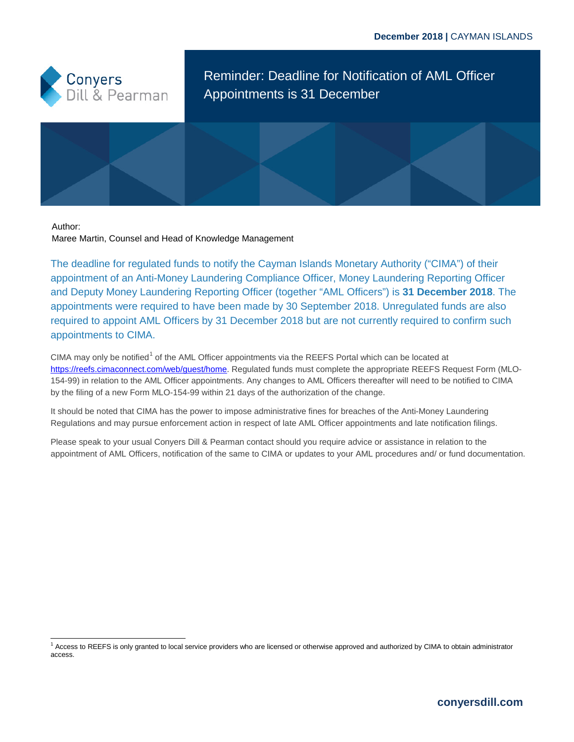December 2018 | CAYMAN ISLANDS

Conyers Dill & Pearman

# Reminder: Deadline for Notification of AML Officer Appointments is 31 December

Author:
Maree Martin, Counsel and Head of Knowledge Management

The deadline for regulated funds to notify the Cayman Islands Monetary Authority ("CIMA") of their appointment of an Anti-Money Laundering Compliance Officer, Money Laundering Reporting Officer and Deputy Money Laundering Reporting Officer (together "AML Officers") is **31 December 2018**. The appointments were required to have been made by 30 September 2018. Unregulated funds are also required to appoint AML Officers by 31 December 2018 but are not currently required to confirm such appointments to CIMA.

CIMA may only be notified[1] of the AML Officer appointments via the REEFS Portal which can be located at https://reefs.cimaconnect.com/web/guest/home. Regulated funds must complete the appropriate REEFS Request Form (MLO-154-99) in relation to the AML Officer appointments. Any changes to AML Officers thereafter will need to be notified to CIMA by the filing of a new Form MLO-154-99 within 21 days of the authorization of the change.

It should be noted that CIMA has the power to impose administrative fines for breaches of the Anti-Money Laundering Regulations and may pursue enforcement action in respect of late AML Officer appointments and late notification filings.

Please speak to your usual Conyers Dill & Pearman contact should you require advice or assistance in relation to the appointment of AML Officers, notification of the same to CIMA or updates to your AML procedures and/ or fund documentation.

[1] Access to REEFS is only granted to local service providers who are licensed or otherwise approved and authorized by CIMA to obtain administrator access.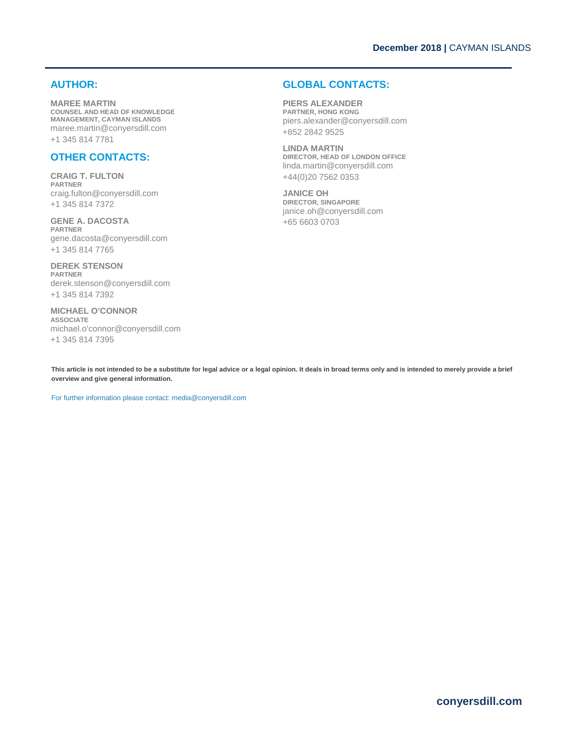## AUTHOR:

**MAREE MARTIN**
**COUNSEL AND HEAD OF KNOWLEDGE MANAGEMENT, CAYMAN ISLANDS**
maree.martin@conyersdill.com
+1 345 814 7781

## OTHER CONTACTS:

**CRAIG T. FULTON**
**PARTNER**
craig.fulton@conyersdill.com
+1 345 814 7372

**GENE A. DACOSTA**
**PARTNER**
gene.dacosta@conyersdill.com
+1 345 814 7765

**DEREK STENSON**
**PARTNER**
derek.stenson@conyersdill.com
+1 345 814 7392

**MICHAEL O'CONNOR**
**ASSOCIATE**
michael.o'connor@conyersdill.com
+1 345 814 7395

## GLOBAL CONTACTS:

**PIERS ALEXANDER**
**PARTNER, HONG KONG**
piers.alexander@conyersdill.com
+852 2842 9525

**LINDA MARTIN**
**DIRECTOR, HEAD OF LONDON OFFICE**
linda.martin@conyersdill.com
+44(0)20 7562 0353

**JANICE OH**
**DIRECTOR, SINGAPORE**
janice.oh@conyersdill.com
+65 6603 0703

**This article is not intended to be a substitute for legal advice or a legal opinion. It deals in broad terms only and is intended to merely provide a brief overview and give general information.**

For further information please contact: media@conyersdill.com

**conyersdill.com**